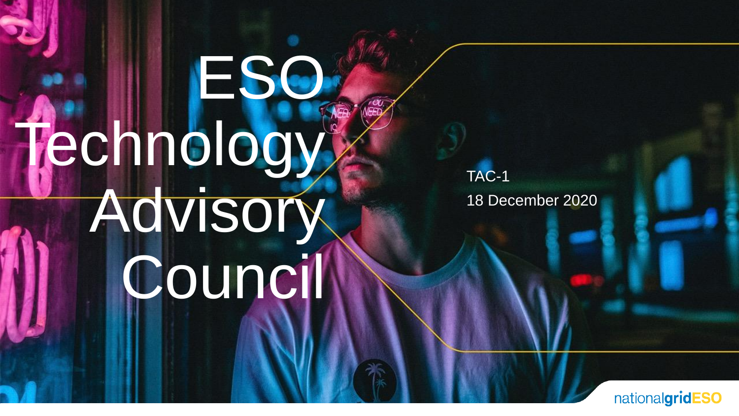# ESO Technology Advisory Council

TAC-1

18 December 2020

nationalgridESO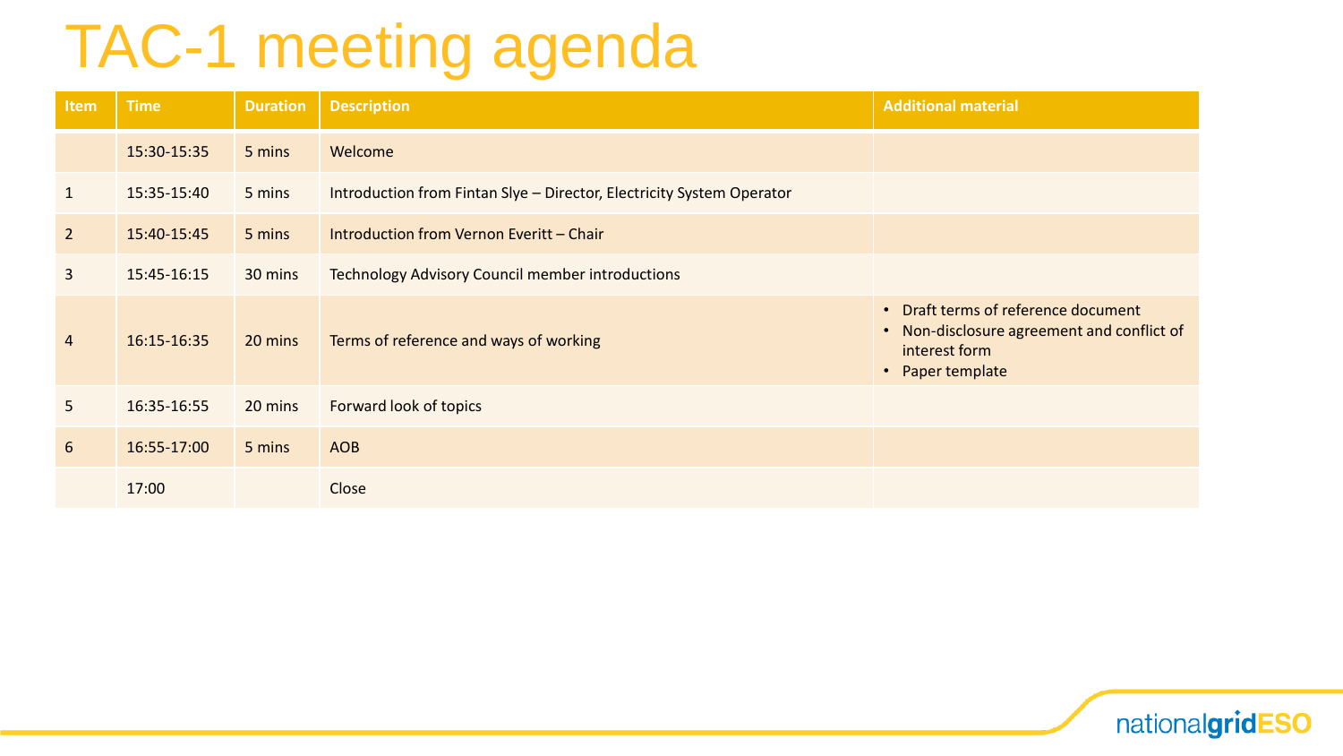# TAC-1 meeting agenda

| Item | Time | Duration | Description | Additional material |
|---|---|---|---|---|
| | 15:30-15:35 | 5 mins | Welcome | |
| 1 | 15:35-15:40 | 5 mins | Introduction from Fintan Slye – Director, Electricity System Operator | |
| 2 | 15:40-15:45 | 5 mins | Introduction from Vernon Everitt – Chair | |
| 3 | 15:45-16:15 | 30 mins | Technology Advisory Council member introductions | |
| 4 | 16:15-16:35 | 20 mins | Terms of reference and ways of working | • Draft terms of reference document<br>• Non-disclosure agreement and conflict of interest form<br>• Paper template |
| 5 | 16:35-16:55 | 20 mins | Forward look of topics | |
| 6 | 16:55-17:00 | 5 mins | AOB | |
| | 17:00 | | Close | |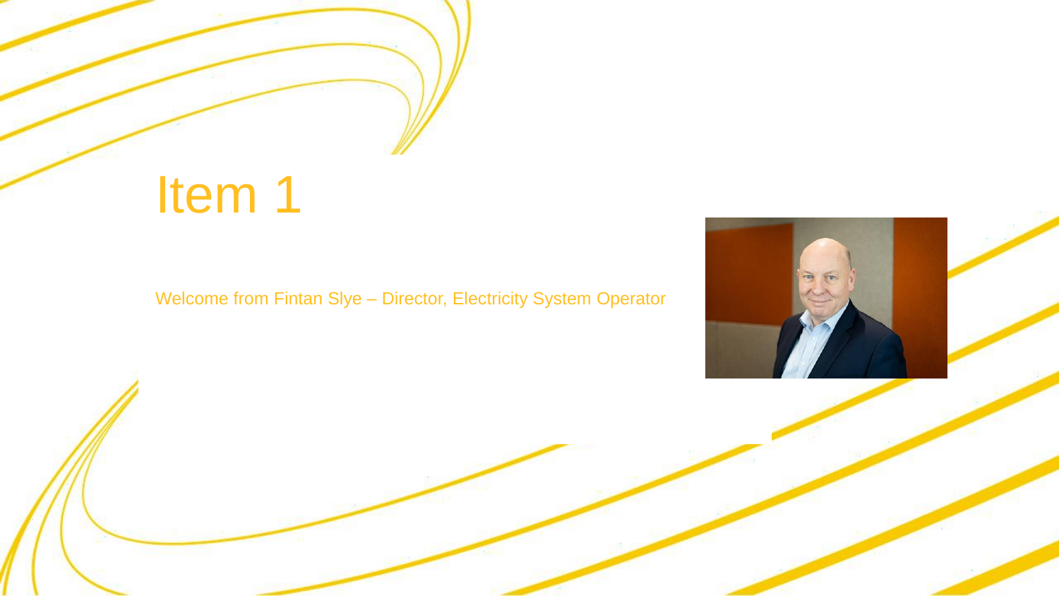# Item 1

Welcome from Fintan Slye – Director, Electricity System Operator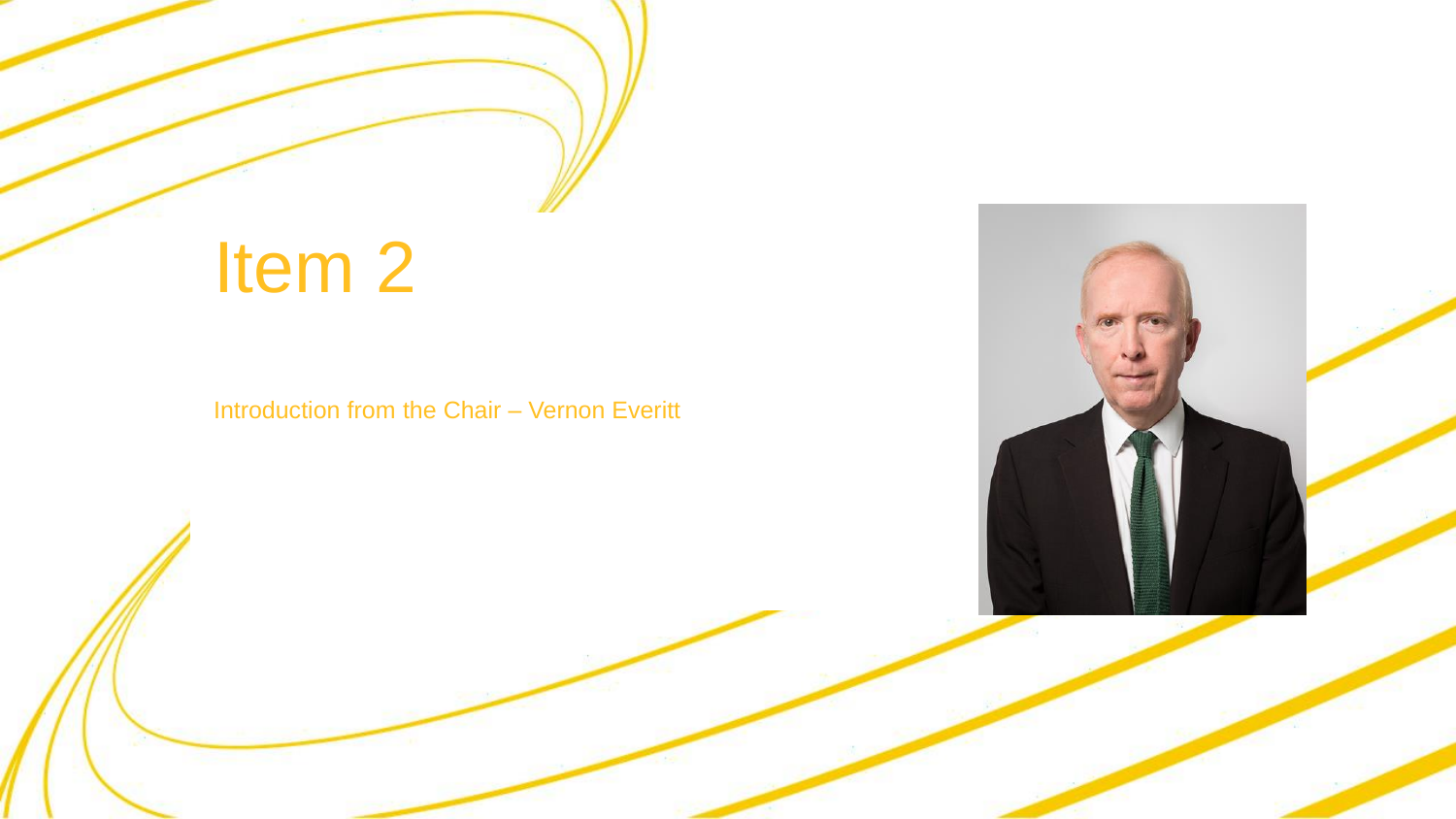# Item 2

Introduction from the Chair – Vernon Everitt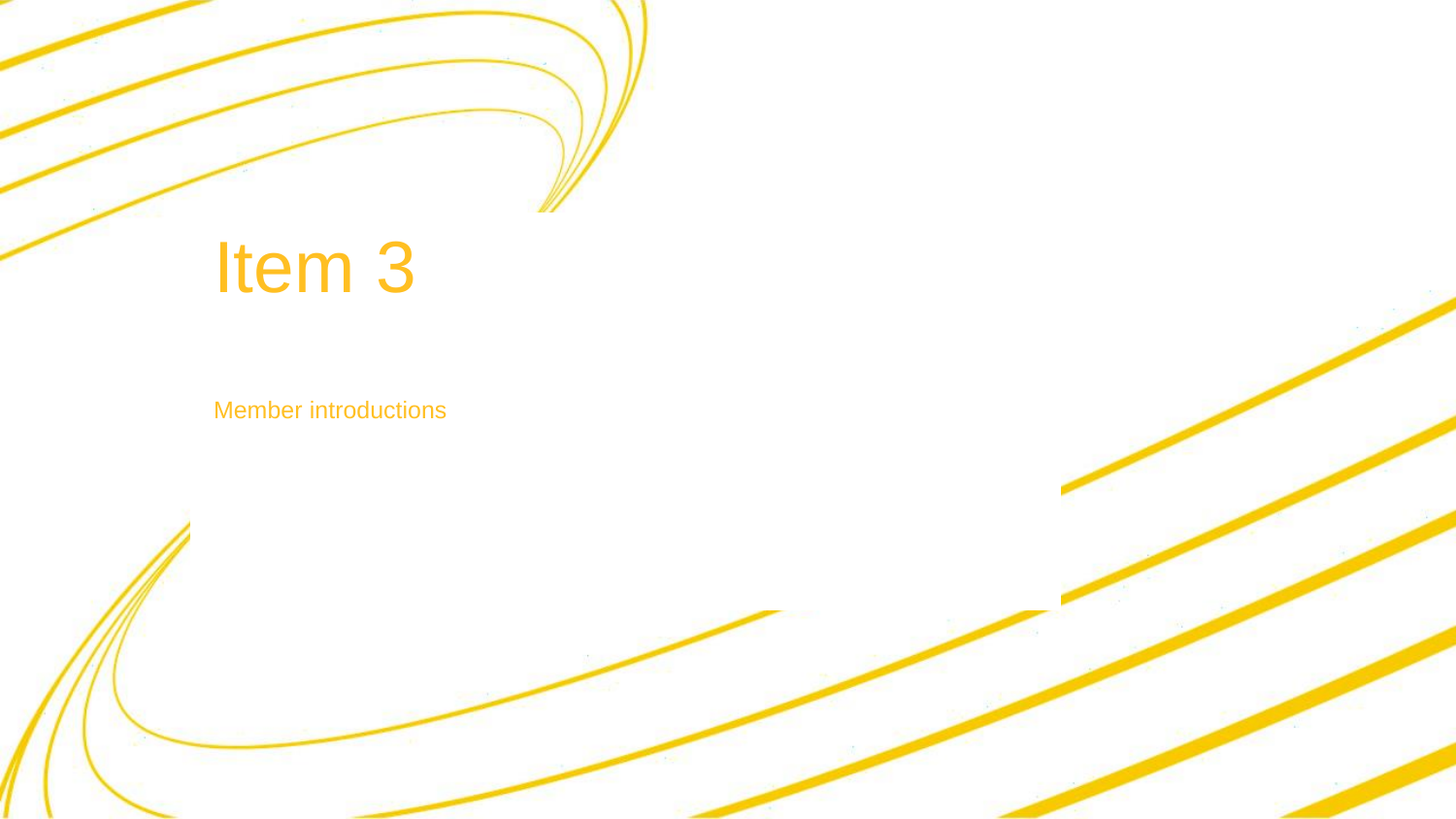# Item 3

Member introductions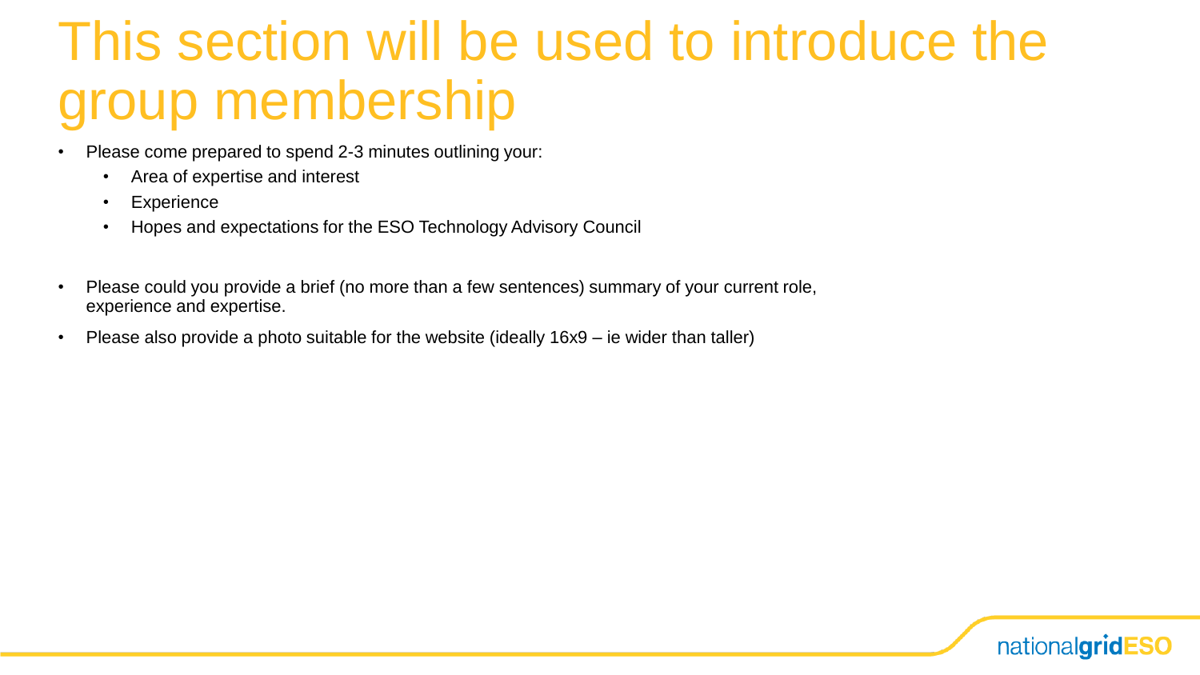# This section will be used to introduce the group membership

- Please come prepared to spend 2-3 minutes outlining your:
  - Area of expertise and interest
  - Experience
  - Hopes and expectations for the ESO Technology Advisory Council

- Please could you provide a brief (no more than a few sentences) summary of your current role, experience and expertise.
- Please also provide a photo suitable for the website (ideally 16x9 – ie wider than taller)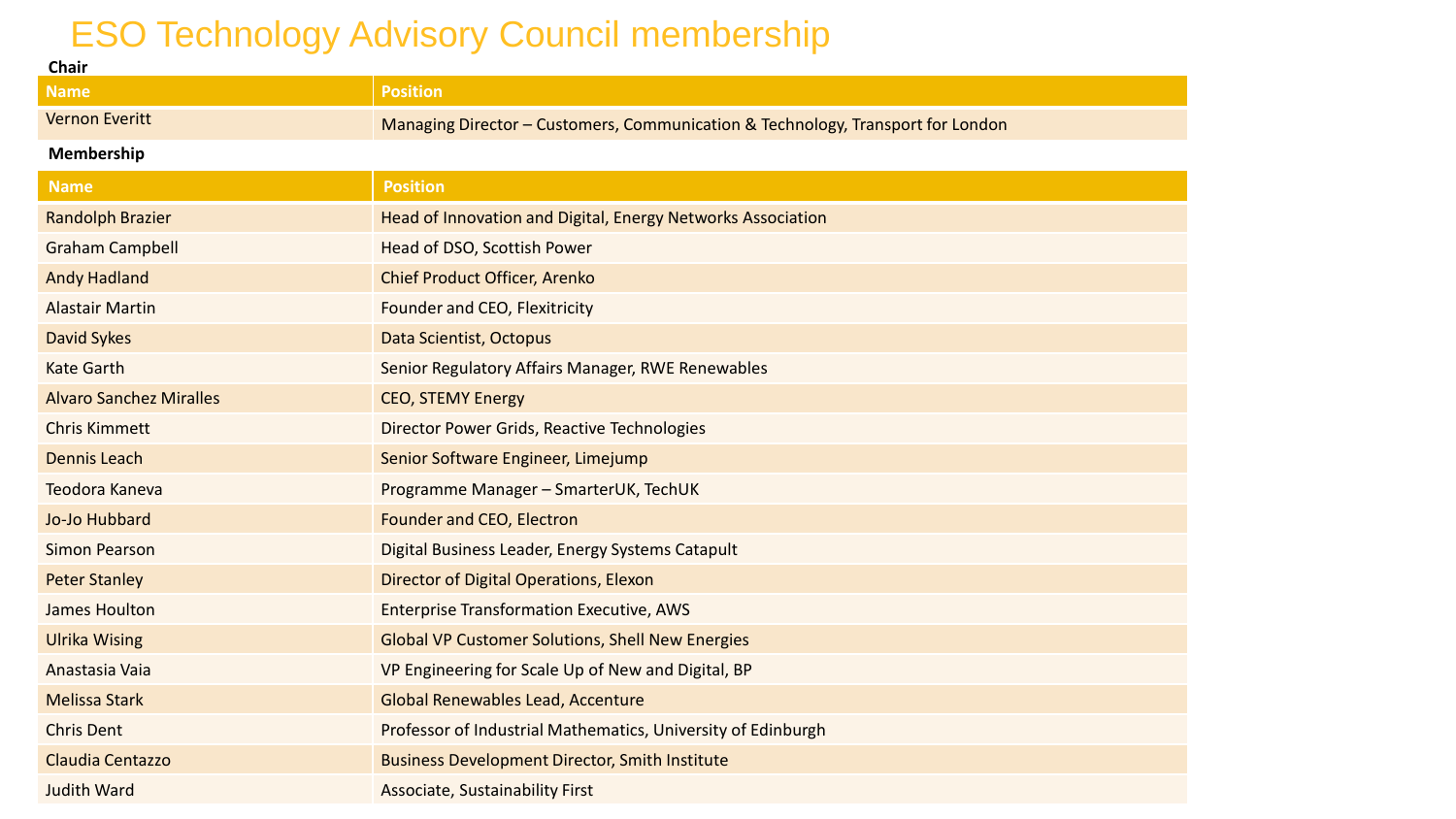# ESO Technology Advisory Council membership

**Chair**

| Name | Position |
| --- | --- |
| Vernon Everitt | Managing Director – Customers, Communication & Technology, Transport for London |

**Membership**

| Name | Position |
| --- | --- |
| Randolph Brazier | Head of Innovation and Digital, Energy Networks Association |
| Graham Campbell | Head of DSO, Scottish Power |
| Andy Hadland | Chief Product Officer, Arenko |
| Alastair Martin | Founder and CEO, Flexitricity |
| David Sykes | Data Scientist, Octopus |
| Kate Garth | Senior Regulatory Affairs Manager, RWE Renewables |
| Alvaro Sanchez Miralles | CEO, STEMY Energy |
| Chris Kimmett | Director Power Grids, Reactive Technologies |
| Dennis Leach | Senior Software Engineer, Limejump |
| Teodora Kaneva | Programme Manager – SmarterUK, TechUK |
| Jo-Jo Hubbard | Founder and CEO, Electron |
| Simon Pearson | Digital Business Leader, Energy Systems Catapult |
| Peter Stanley | Director of Digital Operations, Elexon |
| James Houlton | Enterprise Transformation Executive, AWS |
| Ulrika Wising | Global VP Customer Solutions, Shell New Energies |
| Anastasia Vaia | VP Engineering for Scale Up of New and Digital, BP |
| Melissa Stark | Global Renewables Lead, Accenture |
| Chris Dent | Professor of Industrial Mathematics, University of Edinburgh |
| Claudia Centazzo | Business Development Director, Smith Institute |
| Judith Ward | Associate, Sustainability First |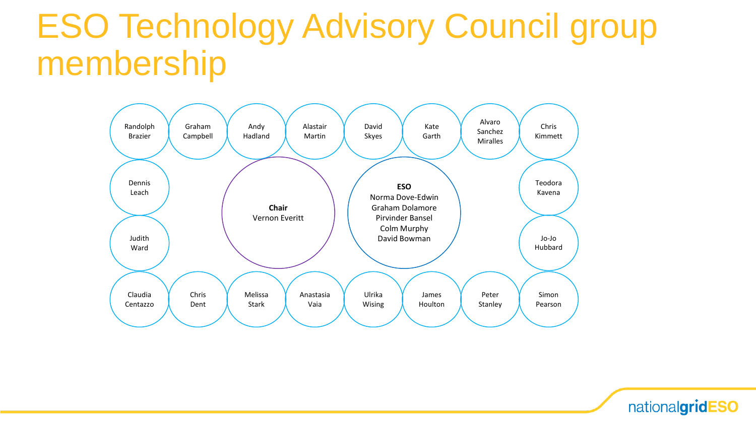# ESO Technology Advisory Council group membership

**Chair**
Vernon Everitt

**ESO**
Norma Dove-Edwin
Graham Dolamore
Pirvinder Bansel
Colm Murphy
David Bowman

- Randolph Brazier
- Graham Campbell
- Andy Hadland
- Alastair Martin
- David Skyes
- Kate Garth
- Alvaro Sanchez Miralles
- Chris Kimmett
- Dennis Leach
- Teodora Kavena
- Judith Ward
- Jo-Jo Hubbard
- Claudia Centazzo
- Chris Dent
- Melissa Stark
- Anastasia Vaia
- Ulrika Wising
- James Houlton
- Peter Stanley
- Simon Pearson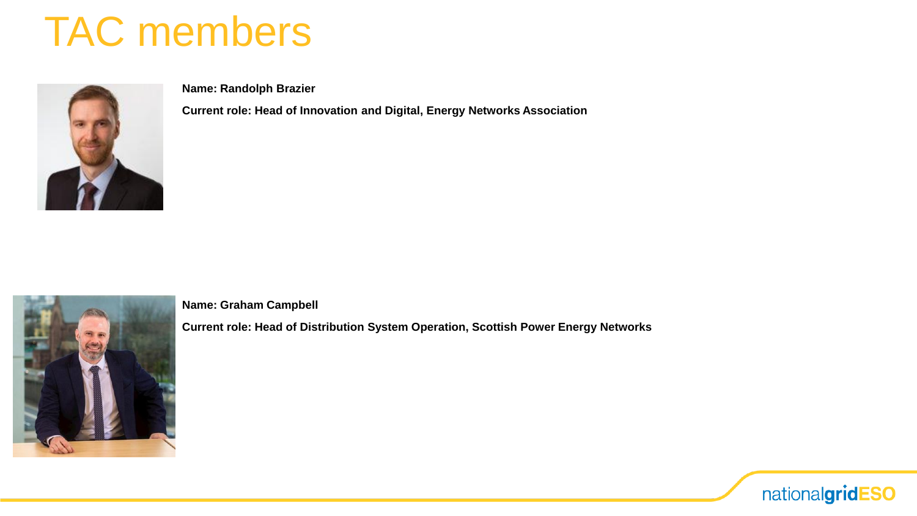# TAC members

**Name: Randolph Brazier**

**Current role: Head of Innovation and Digital, Energy Networks Association**

**Name: Graham Campbell**

**Current role: Head of Distribution System Operation, Scottish Power Energy Networks**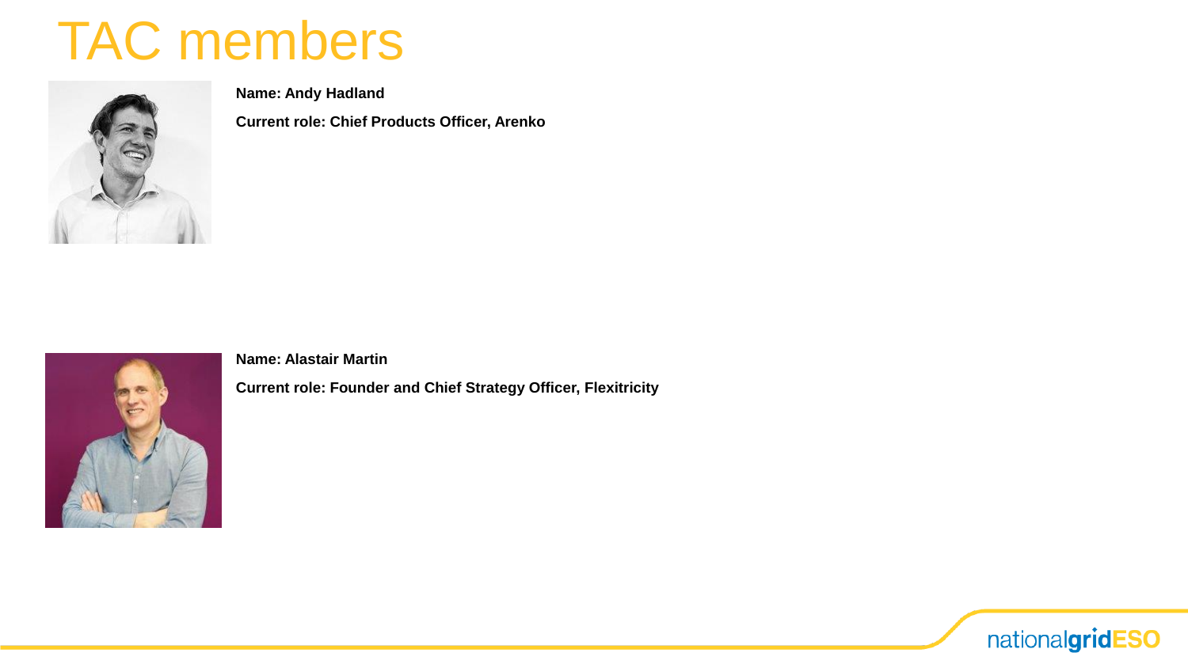# TAC members

**Name: Andy Hadland**

**Current role: Chief Products Officer, Arenko**

**Name: Alastair Martin**

**Current role: Founder and Chief Strategy Officer, Flexitricity**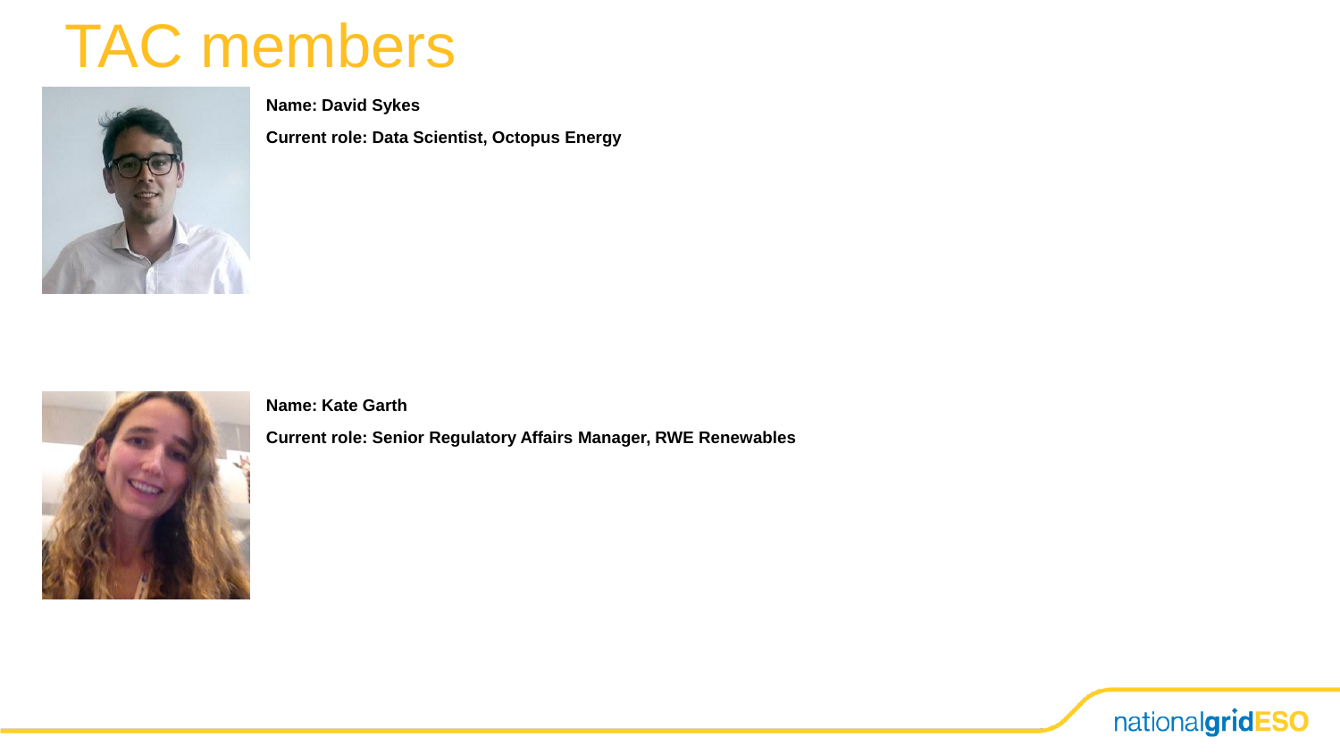# TAC members

**Name: David Sykes**

**Current role: Data Scientist, Octopus Energy**

**Name: Kate Garth**

**Current role: Senior Regulatory Affairs Manager, RWE Renewables**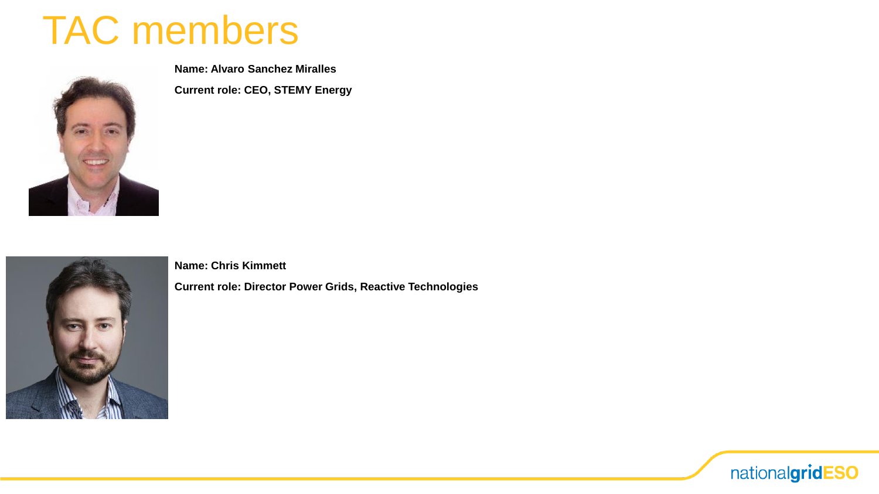# TAC members

**Name: Alvaro Sanchez Miralles**

**Current role: CEO, STEMY Energy**

**Name: Chris Kimmett**

**Current role: Director Power Grids, Reactive Technologies**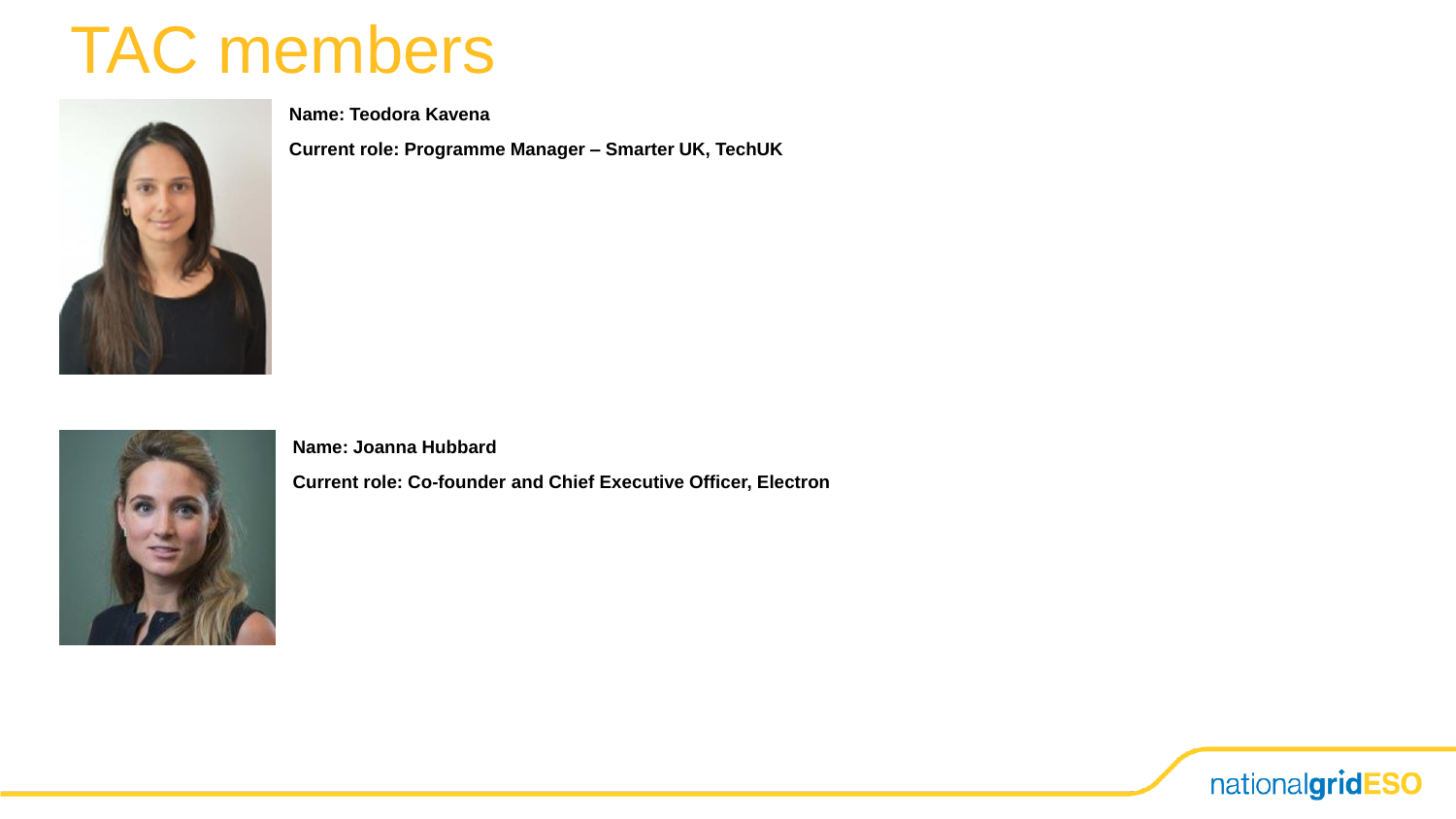# TAC members

**Name: Teodora Kavena**

**Current role: Programme Manager – Smarter UK, TechUK**

**Name: Joanna Hubbard**

**Current role: Co-founder and Chief Executive Officer, Electron**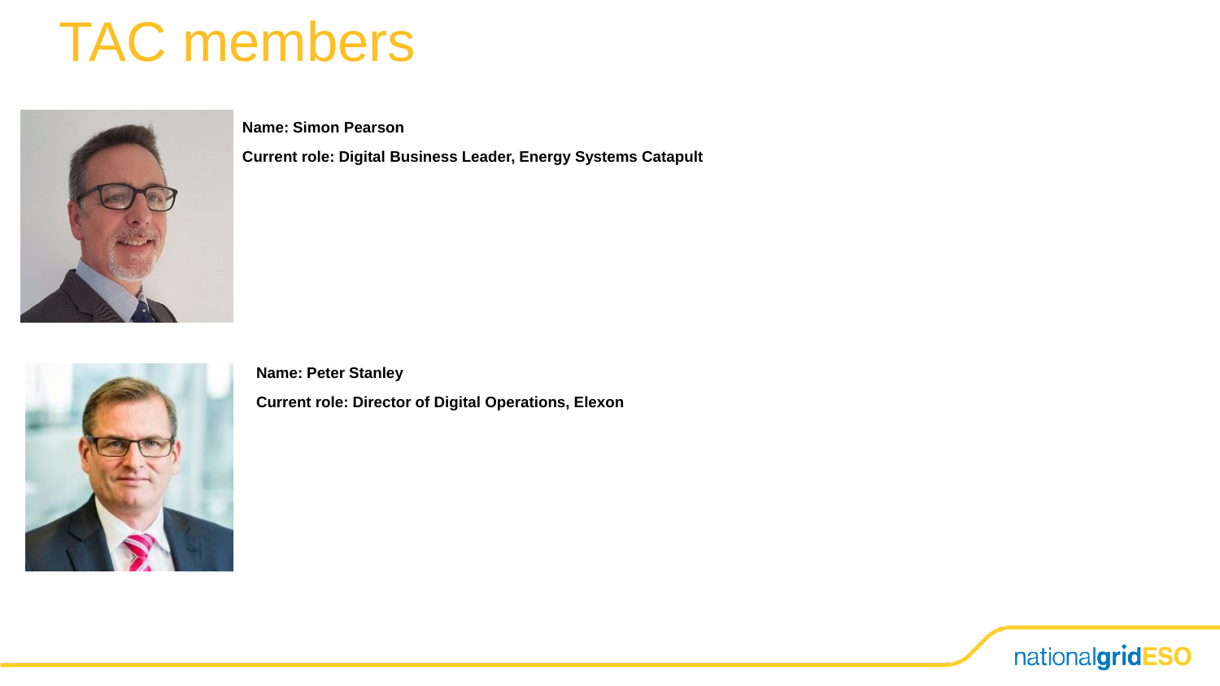# TAC members

**Name: Simon Pearson**

**Current role: Digital Business Leader, Energy Systems Catapult**

**Name: Peter Stanley**

**Current role: Director of Digital Operations, Elexon**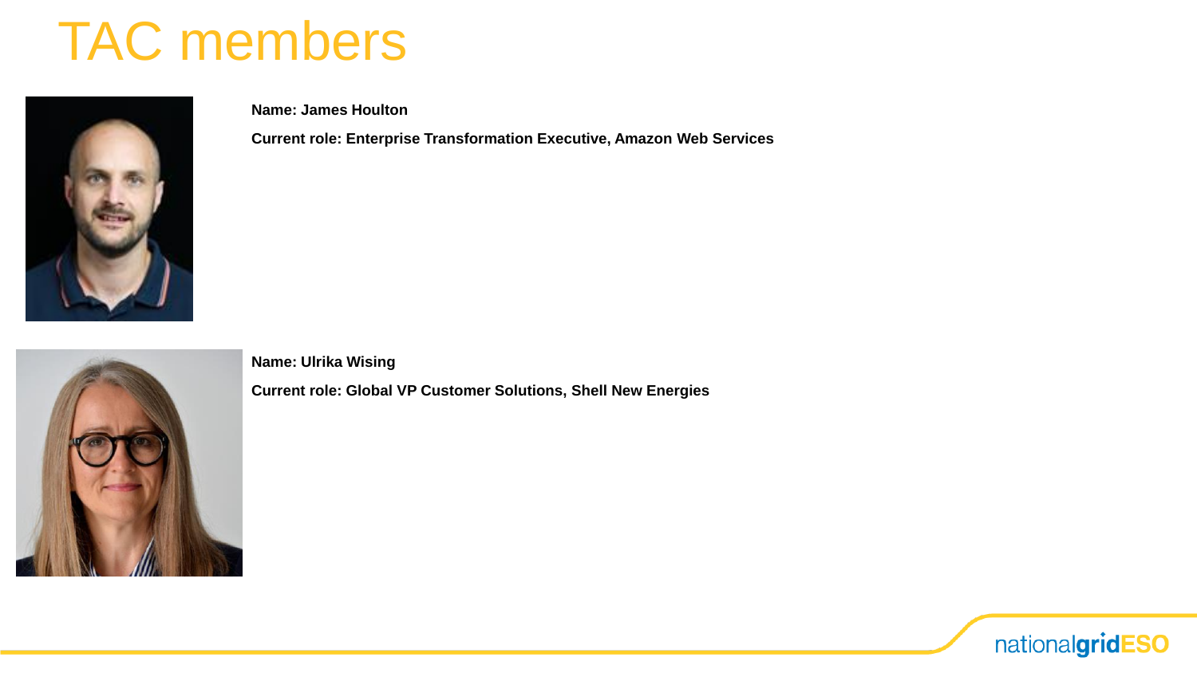# TAC members

**Name: James Houlton**

**Current role: Enterprise Transformation Executive, Amazon Web Services**

**Name: Ulrika Wising**

**Current role: Global VP Customer Solutions, Shell New Energies**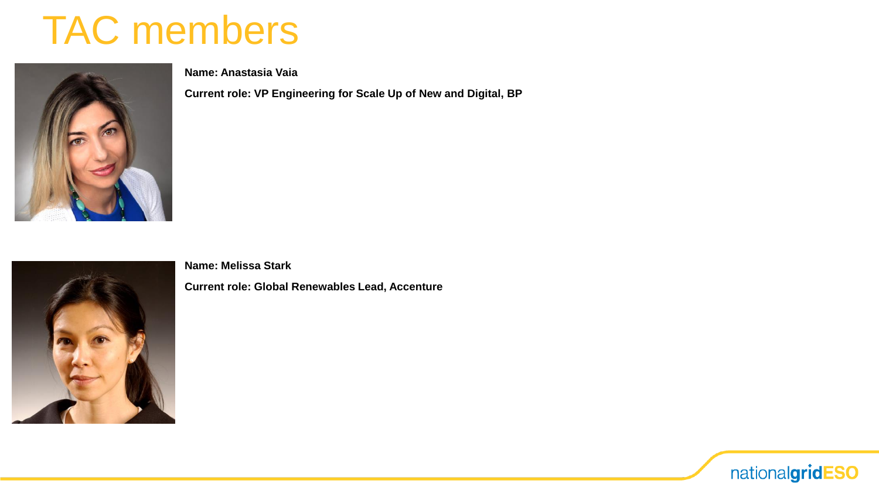# TAC members

**Name: Anastasia Vaia**

**Current role: VP Engineering for Scale Up of New and Digital, BP**

**Name: Melissa Stark**

**Current role: Global Renewables Lead, Accenture**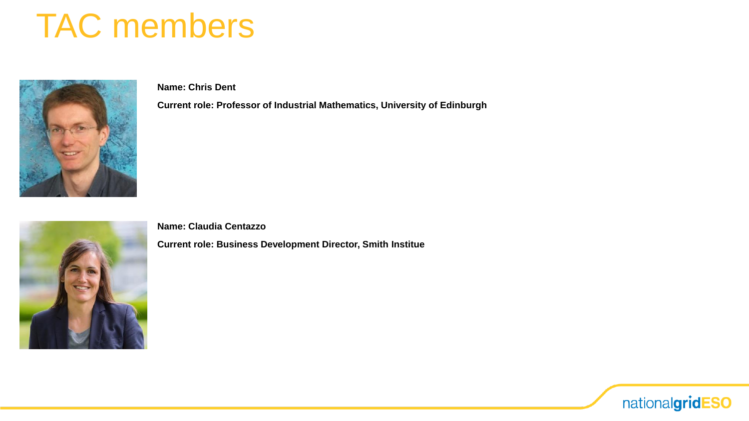# TAC members

**Name: Chris Dent**

**Current role: Professor of Industrial Mathematics, University of Edinburgh**

**Name: Claudia Centazzo**

**Current role: Business Development Director, Smith Institue**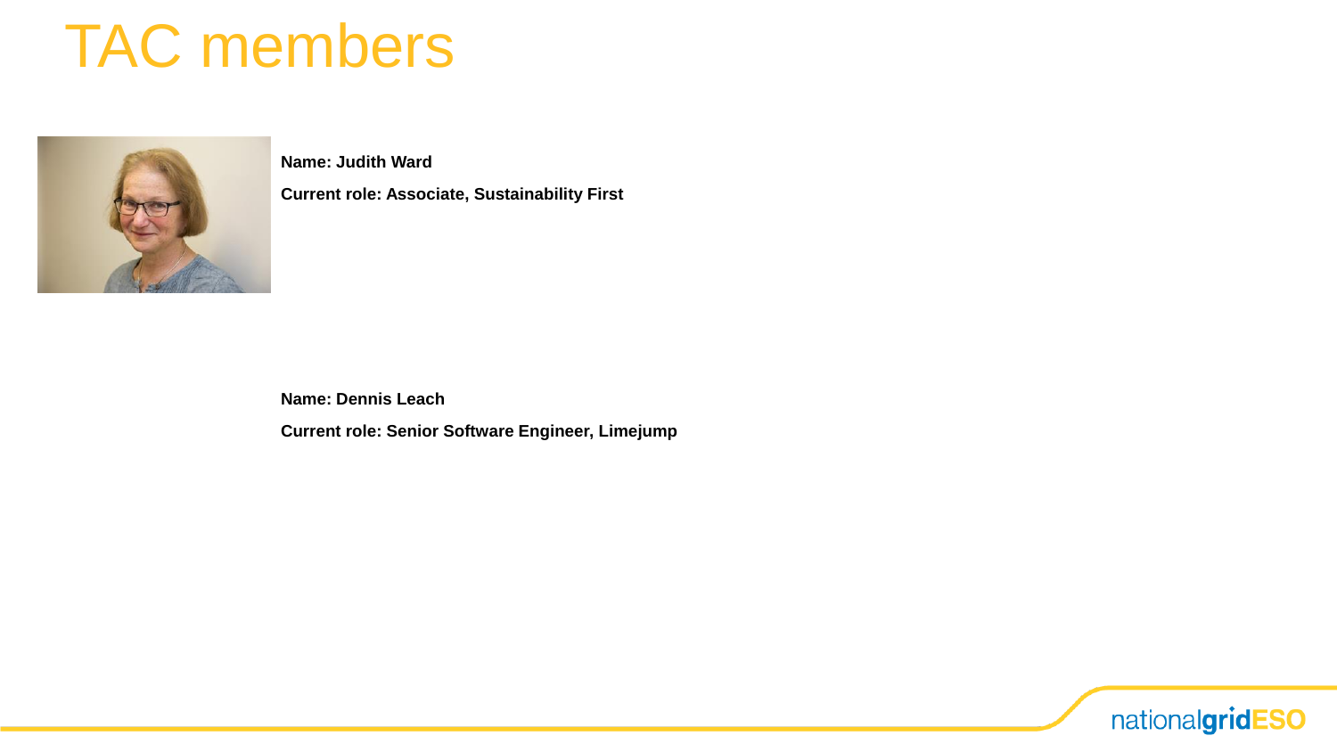# TAC members

**Name: Judith Ward**

**Current role: Associate, Sustainability First**

**Name: Dennis Leach**

**Current role: Senior Software Engineer, Limejump**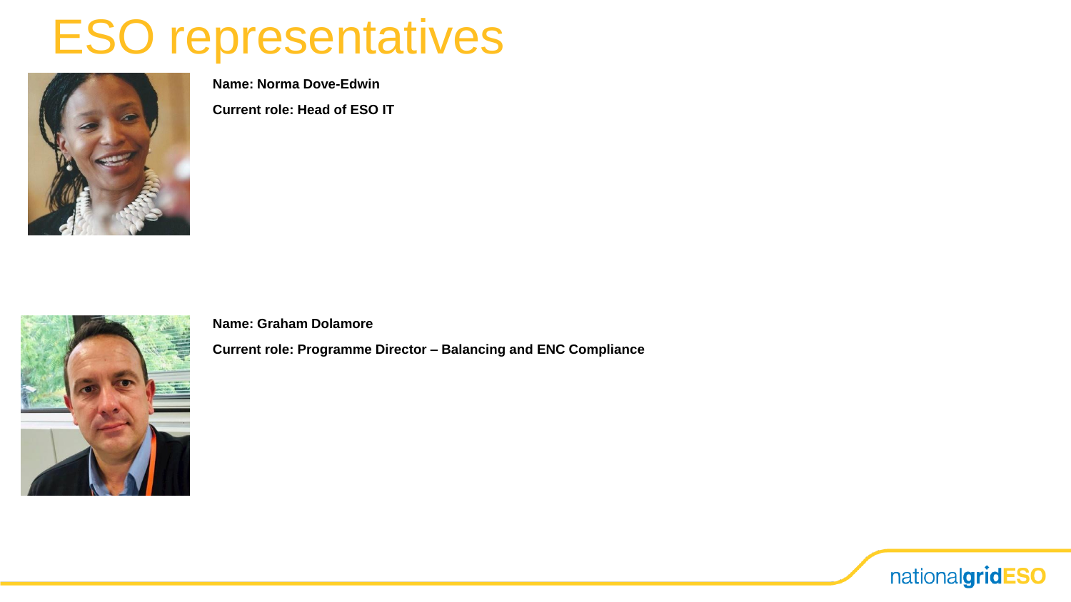# ESO representatives

**Name: Norma Dove-Edwin**

**Current role: Head of ESO IT**

**Name: Graham Dolamore**

**Current role: Programme Director – Balancing and ENC Compliance**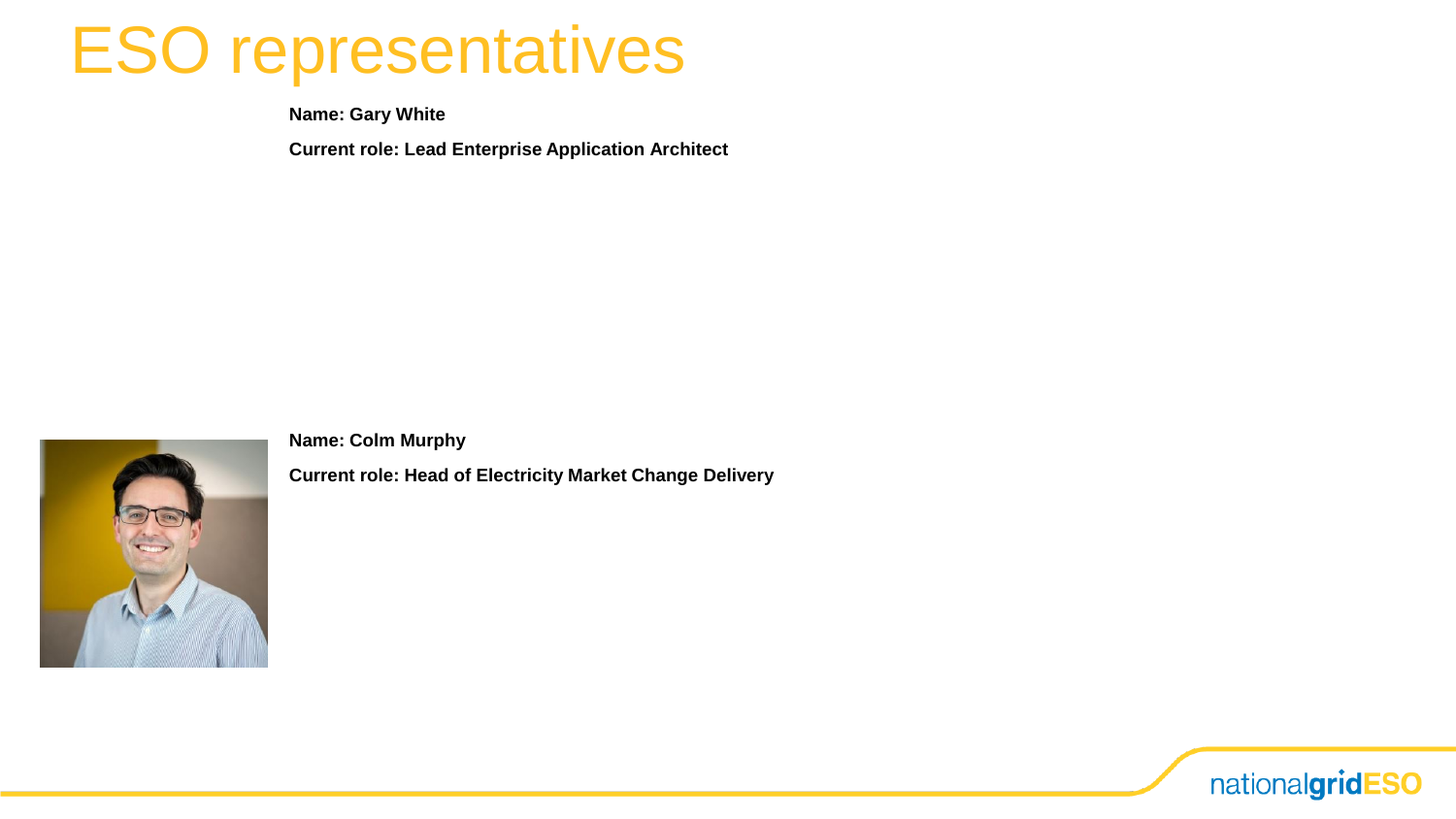# ESO representatives

**Name: Gary White**

**Current role: Lead Enterprise Application Architect**

**Name: Colm Murphy**

**Current role: Head of Electricity Market Change Delivery**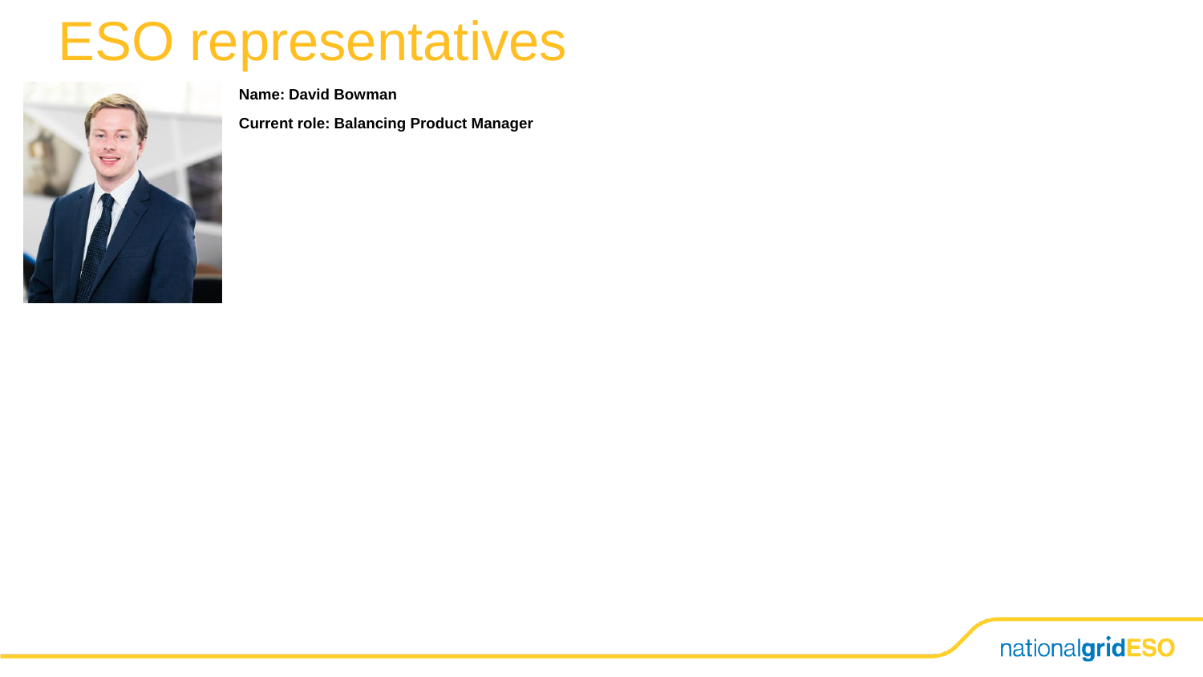# ESO representatives

**Name: David Bowman**

**Current role: Balancing Product Manager**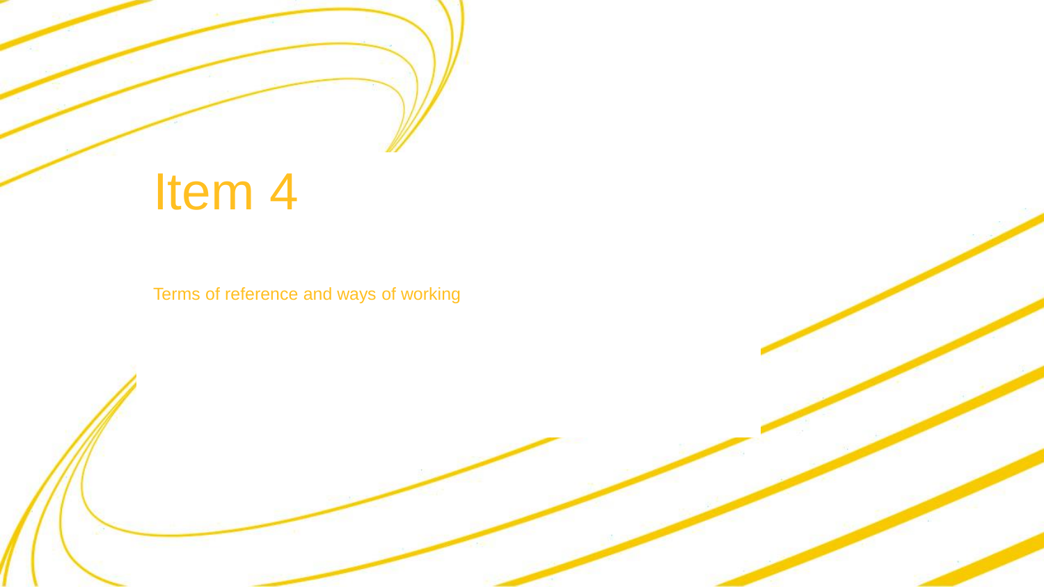# Item 4

Terms of reference and ways of working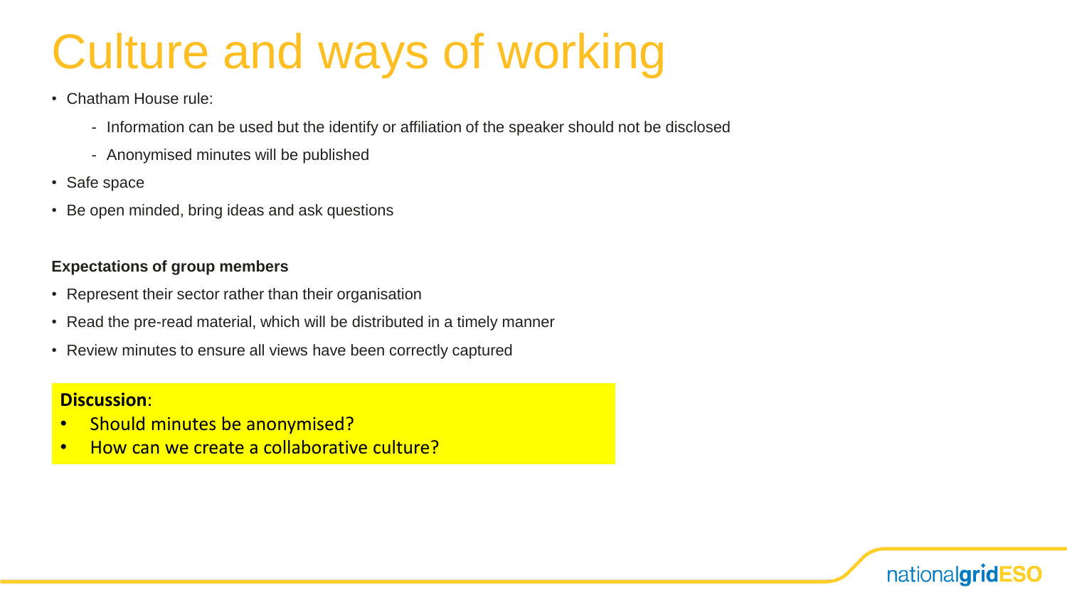# Culture and ways of working

- Chatham House rule:
  - Information can be used but the identify or affiliation of the speaker should not be disclosed
  - Anonymised minutes will be published
- Safe space
- Be open minded, bring ideas and ask questions

**Expectations of group members**

- Represent their sector rather than their organisation
- Read the pre-read material, which will be distributed in a timely manner
- Review minutes to ensure all views have been correctly captured

**Discussion**:

- Should minutes be anonymised?
- How can we create a collaborative culture?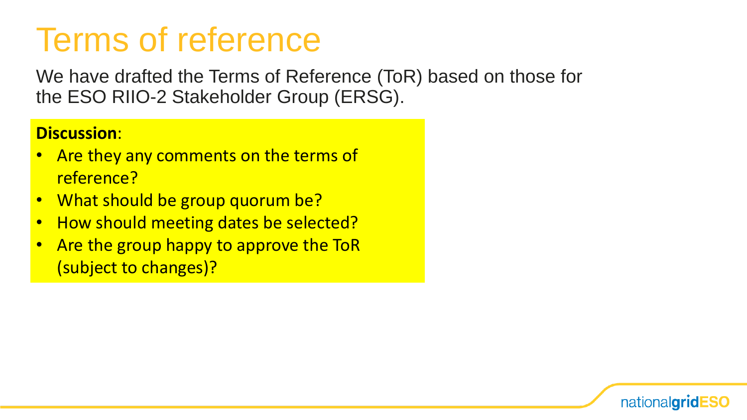# Terms of reference

We have drafted the Terms of Reference (ToR) based on those for the ESO RIIO-2 Stakeholder Group (ERSG).

**Discussion**:

- Are they any comments on the terms of reference?
- What should be group quorum be?
- How should meeting dates be selected?
- Are the group happy to approve the ToR (subject to changes)?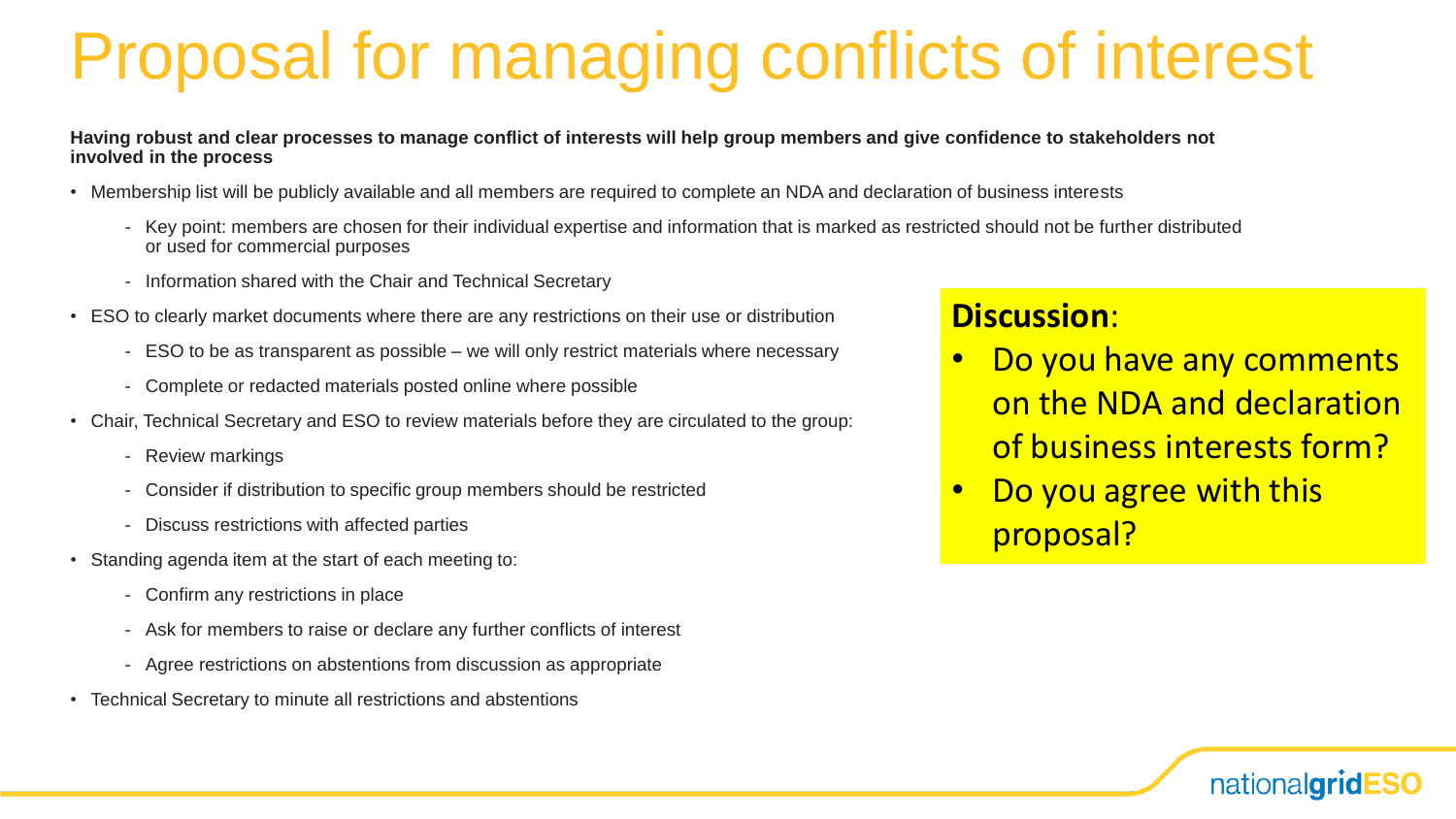# Proposal for managing conflicts of interest

**Having robust and clear processes to manage conflict of interests will help group members and give confidence to stakeholders not involved in the process**

- Membership list will be publicly available and all members are required to complete an NDA and declaration of business interests
  - Key point: members are chosen for their individual expertise and information that is marked as restricted should not be further distributed or used for commercial purposes
  - Information shared with the Chair and Technical Secretary
- ESO to clearly market documents where there are any restrictions on their use or distribution
  - ESO to be as transparent as possible – we will only restrict materials where necessary
  - Complete or redacted materials posted online where possible
- Chair, Technical Secretary and ESO to review materials before they are circulated to the group:
  - Review markings
  - Consider if distribution to specific group members should be restricted
  - Discuss restrictions with affected parties
- Standing agenda item at the start of each meeting to:
  - Confirm any restrictions in place
  - Ask for members to raise or declare any further conflicts of interest
  - Agree restrictions on abstentions from discussion as appropriate
- Technical Secretary to minute all restrictions and abstentions

**Discussion**:

- Do you have any comments on the NDA and declaration of business interests form?
- Do you agree with this proposal?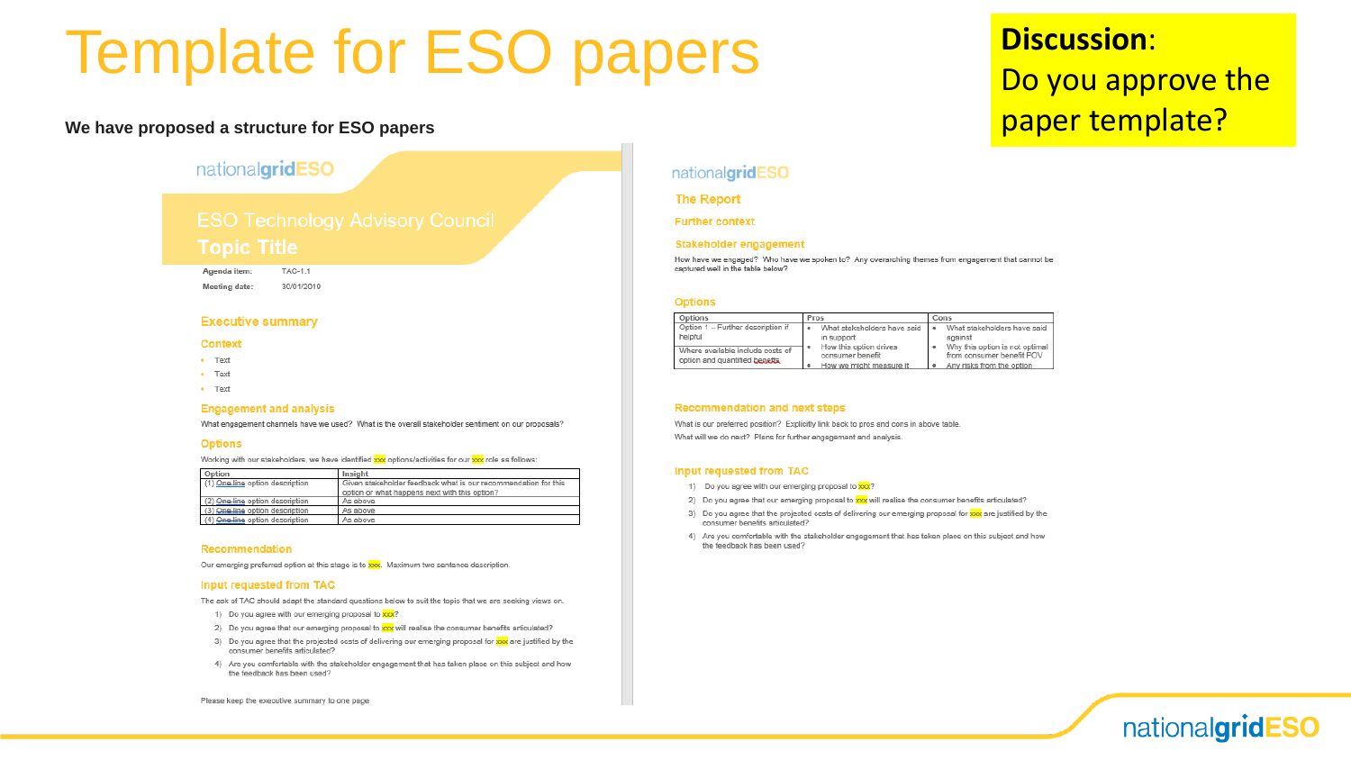# Template for ESO papers

**Discussion**:
Do you approve the paper template?

**We have proposed a structure for ESO papers**

nationalgridESO

## ESO Technology Advisory Council
## Topic Title

**Agenda item:** TAC-1.1
**Meeting date:** 30/01/2019

### Executive summary

#### Context

- Text
- Text
- Text

#### Engagement and analysis

What engagement channels have we used? What is the overall stakeholder sentiment on our proposals?

#### Options

Working with our stakeholders, we have identified xxx options/activities for our xxx role as follows:

| Option | Insight |
|---|---|
| (1) One line option description | Given stakeholder feedback what is our recommendation for this option or what happens next with this option? |
| (2) One line option description | As above |
| (3) One line option description | As above |
| (4) One line option description | As above |

#### Recommendation

Our emerging preferred option at this stage is to xxx. Maximum two sentence description.

#### Input requested from TAC

The ask of TAC should adapt the standard questions below to suit the topic that we are seeking views on.

1) Do you agree with our emerging proposal to xxx?
2) Do you agree that our emerging proposal to xxx will realise the consumer benefits articulated?
3) Do you agree that the projected costs of delivering our emerging proposal for xxx are justified by the consumer benefits articulated?
4) Are you comfortable with the stakeholder engagement that has taken place on this subject and how the feedback has been used?

Please keep the executive summary to one page

nationalgridESO

### The Report

#### Further context

#### Stakeholder engagement

How have we engaged? Who have we spoken to? Any overarching themes from engagement that cannot be captured well in the table below?

#### Options

| Options | Pros | Cons |
|---|---|---|
| Option 1 – Further description if helpful<br><br>Where available include costs of option and quantified benefits | • What stakeholders have said in support<br>• How this option drives consumer benefit<br>• How we might measure it | • What stakeholders have said against<br>• Why this option is not optimal from consumer benefit POV<br>• Any risks from the option |

#### Recommendation and next steps

What is our preferred position? Explicitly link back to pros and cons in above table.

What will we do next? Plans for further engagement and analysis.

#### Input requested from TAC

1) Do you agree with our emerging proposal to xxx?
2) Do you agree that our emerging proposal to xxx will realise the consumer benefits articulated?
3) Do you agree that the projected costs of delivering our emerging proposal for xxx are justified by the consumer benefits articulated?
4) Are you comfortable with the stakeholder engagement that has taken place on this subject and how the feedback has been used?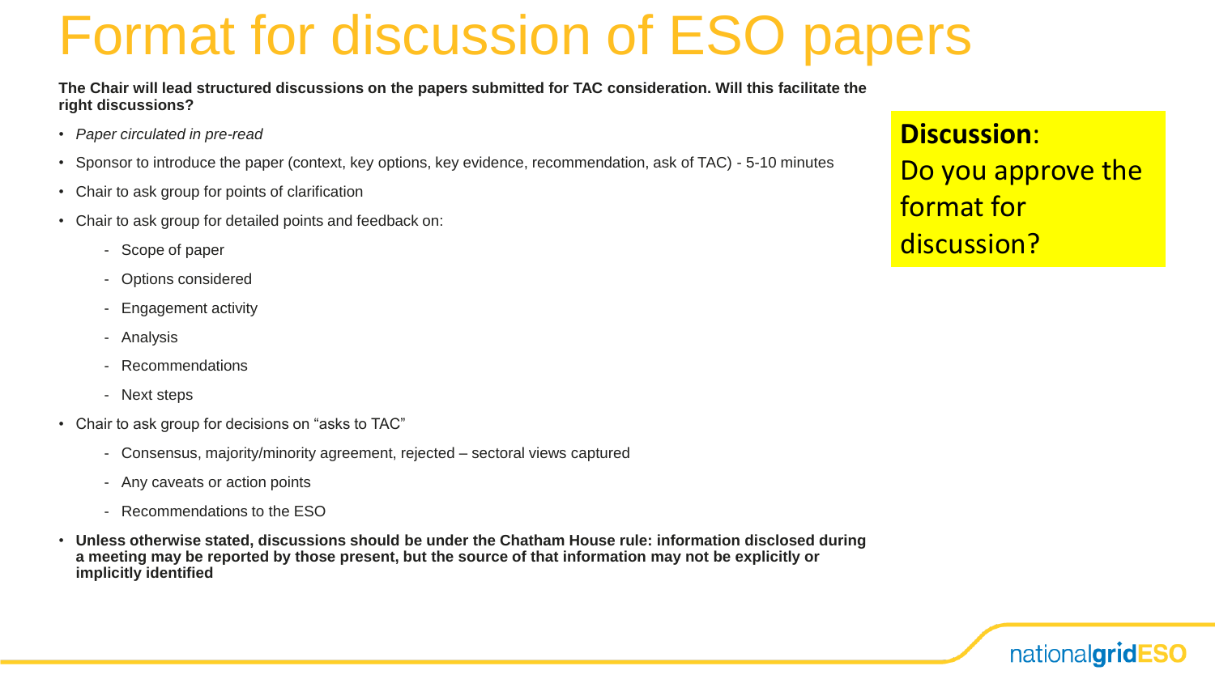# Format for discussion of ESO papers

**The Chair will lead structured discussions on the papers submitted for TAC consideration. Will this facilitate the right discussions?**

- *Paper circulated in pre-read*
- Sponsor to introduce the paper (context, key options, key evidence, recommendation, ask of TAC) - 5-10 minutes
- Chair to ask group for points of clarification
- Chair to ask group for detailed points and feedback on:
  - Scope of paper
  - Options considered
  - Engagement activity
  - Analysis
  - Recommendations
  - Next steps
- Chair to ask group for decisions on "asks to TAC"
  - Consensus, majority/minority agreement, rejected – sectoral views captured
  - Any caveats or action points
  - Recommendations to the ESO
- **Unless otherwise stated, discussions should be under the Chatham House rule: information disclosed during a meeting may be reported by those present, but the source of that information may not be explicitly or implicitly identified**

**Discussion**: Do you approve the format for discussion?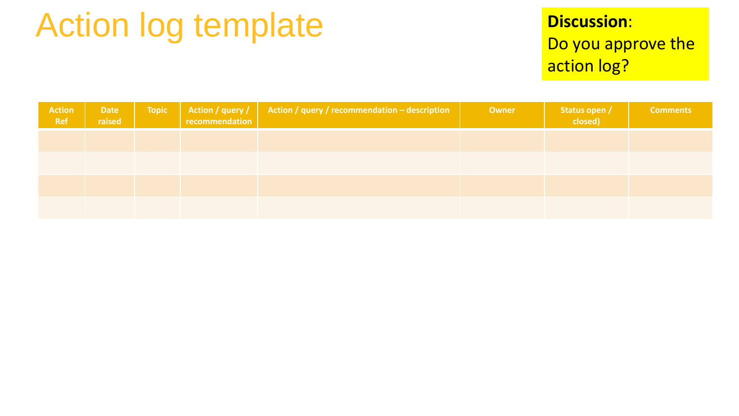# Action log template

**Discussion**:
Do you approve the action log?

| Action Ref | Date raised | Topic | Action / query / recommendation | Action / query / recommendation – description | Owner | Status open / closed) | Comments |
|---|---|---|---|---|---|---|---|
| | | | | | | | |
| | | | | | | | |
| | | | | | | | |
| | | | | | | | |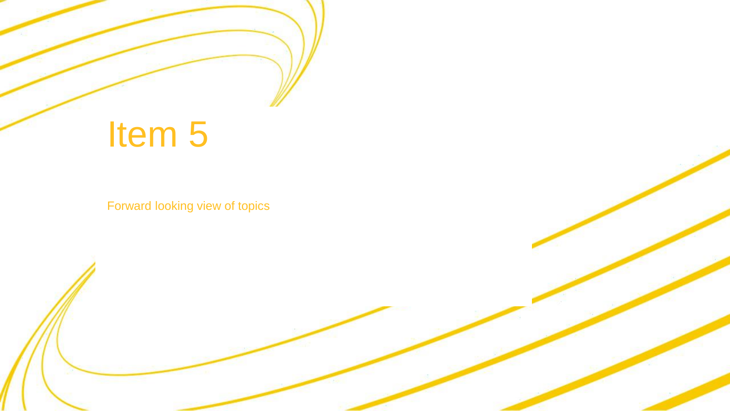# Item 5

Forward looking view of topics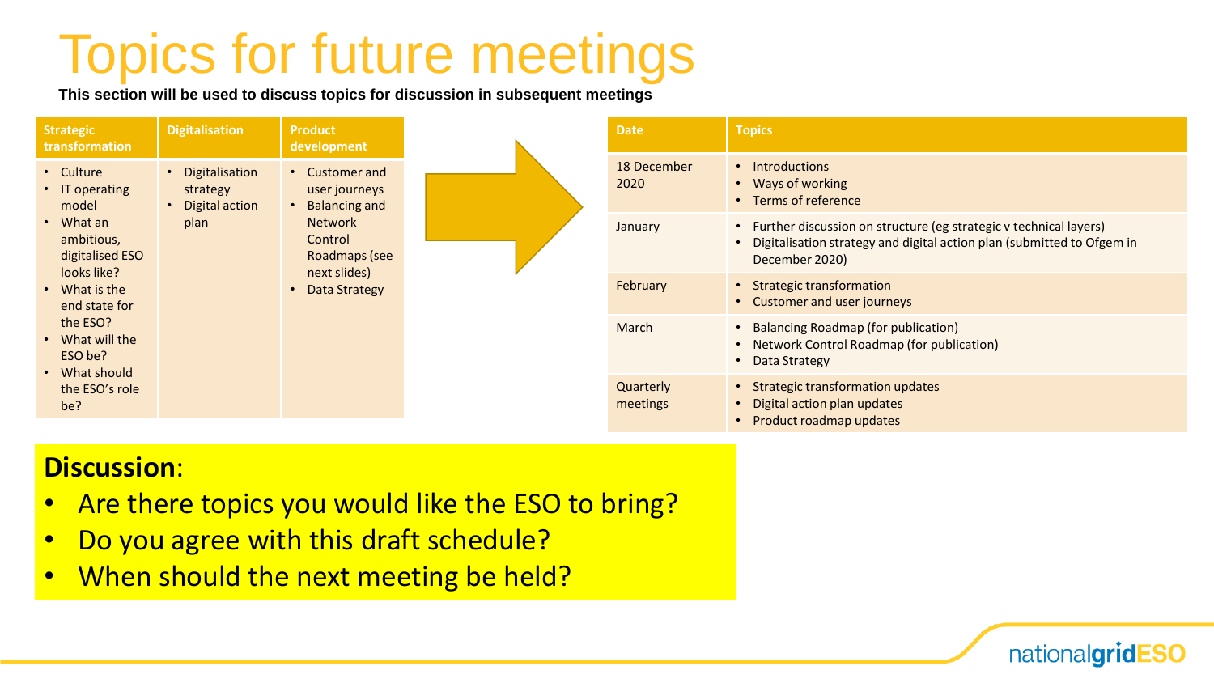# Topics for future meetings

**This section will be used to discuss topics for discussion in subsequent meetings**

| Strategic transformation | Digitalisation | Product development |
|---|---|---|
| • Culture<br>• IT operating model<br>• What an ambitious, digitalised ESO looks like?<br>• What is the end state for the ESO?<br>• What will the ESO be?<br>• What should the ESO's role be? | • Digitalisation strategy<br>• Digital action plan | • Customer and user journeys<br>• Balancing and Network Control Roadmaps (see next slides)<br>• Data Strategy |

| Date | Topics |
|---|---|
| 18 December 2020 | • Introductions<br>• Ways of working<br>• Terms of reference |
| January | • Further discussion on structure (eg strategic v technical layers)<br>• Digitalisation strategy and digital action plan (submitted to Ofgem in December 2020) |
| February | • Strategic transformation<br>• Customer and user journeys |
| March | • Balancing Roadmap (for publication)<br>• Network Control Roadmap (for publication)<br>• Data Strategy |
| Quarterly meetings | • Strategic transformation updates<br>• Digital action plan updates<br>• Product roadmap updates |

**Discussion**:

- Are there topics you would like the ESO to bring?
- Do you agree with this draft schedule?
- When should the next meeting be held?